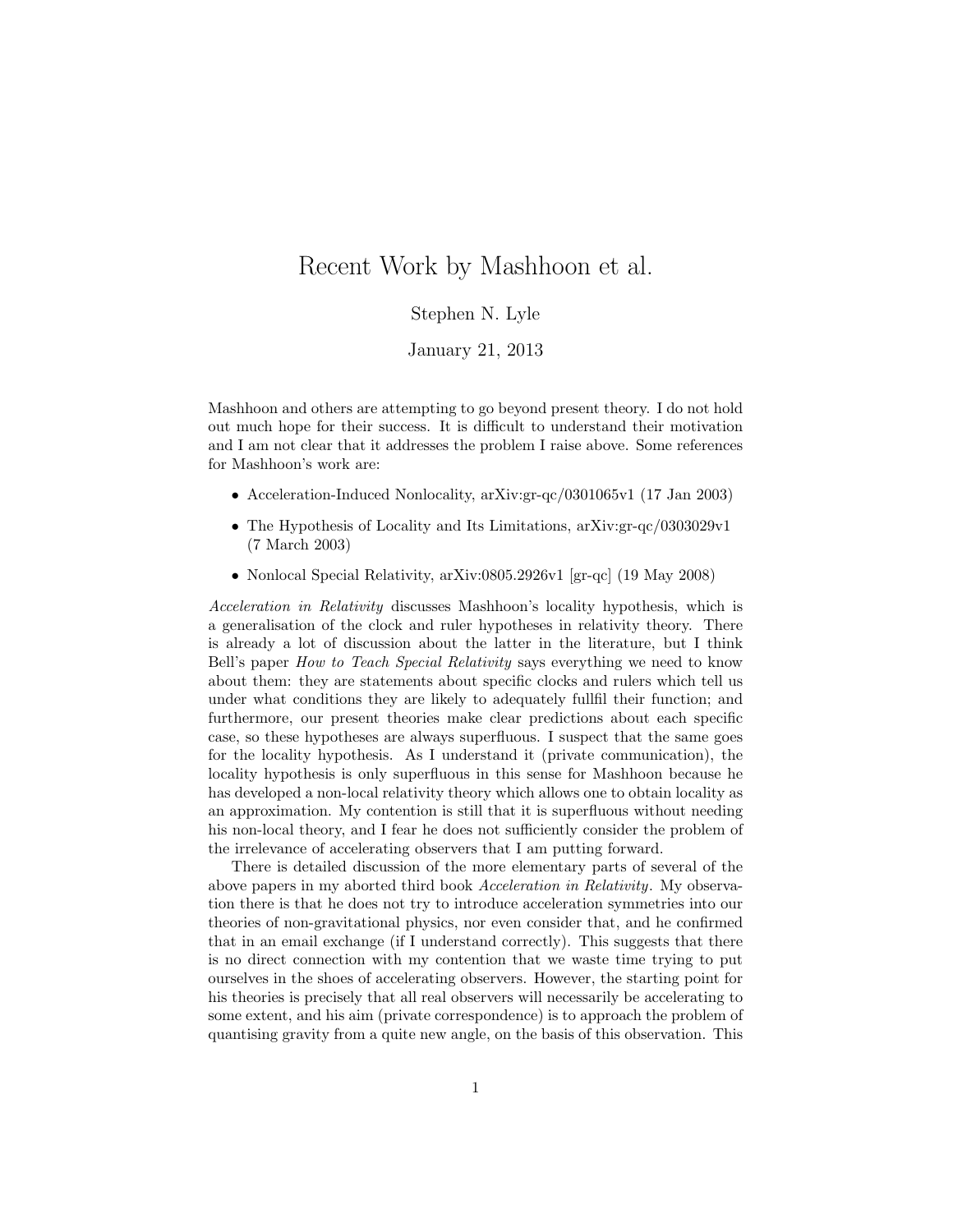# Recent Work by Mashhoon et al.

Stephen N. Lyle

January 21, 2013

Mashhoon and others are attempting to go beyond present theory. I do not hold out much hope for their success. It is difficult to understand their motivation and I am not clear that it addresses the problem I raise above. Some references for Mashhoon's work are:

- Acceleration-Induced Nonlocality, arXiv:gr-qc/0301065v1 (17 Jan 2003)
- The Hypothesis of Locality and Its Limitations, arXiv:gr-qc/0303029v1 (7 March 2003)
- Nonlocal Special Relativity, arXiv:0805.2926v1 [gr-qc] (19 May 2008)

*Acceleration in Relativity* discusses Mashhoon's locality hypothesis, which is a generalisation of the clock and ruler hypotheses in relativity theory. There is already a lot of discussion about the latter in the literature, but I think Bell's paper *How to Teach Special Relativity* says everything we need to know about them: they are statements about specific clocks and rulers which tell us under what conditions they are likely to adequately fullfil their function; and furthermore, our present theories make clear predictions about each specific case, so these hypotheses are always superfluous. I suspect that the same goes for the locality hypothesis. As I understand it (private communication), the locality hypothesis is only superfluous in this sense for Mashhoon because he has developed a non-local relativity theory which allows one to obtain locality as an approximation. My contention is still that it is superfluous without needing his non-local theory, and I fear he does not sufficiently consider the problem of the irrelevance of accelerating observers that I am putting forward.

There is detailed discussion of the more elementary parts of several of the above papers in my aborted third book *Acceleration in Relativity*. My observation there is that he does not try to introduce acceleration symmetries into our theories of non-gravitational physics, nor even consider that, and he confirmed that in an email exchange (if I understand correctly). This suggests that there is no direct connection with my contention that we waste time trying to put ourselves in the shoes of accelerating observers. However, the starting point for his theories is precisely that all real observers will necessarily be accelerating to some extent, and his aim (private correspondence) is to approach the problem of quantising gravity from a quite new angle, on the basis of this observation. This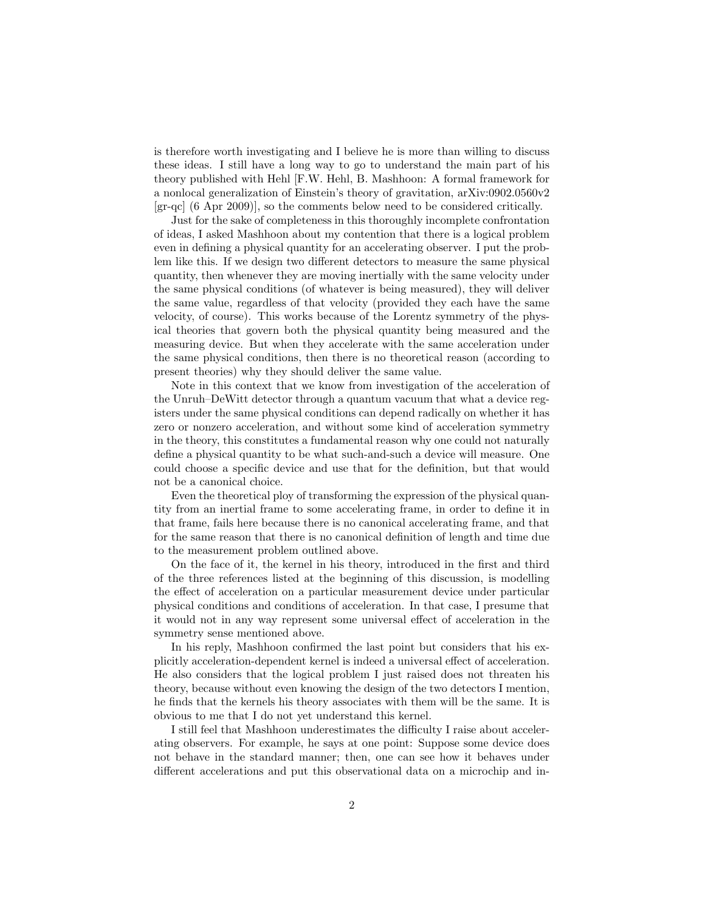is therefore worth investigating and I believe he is more than willing to discuss these ideas. I still have a long way to go to understand the main part of his theory published with Hehl [F.W. Hehl, B. Mashhoon: A formal framework for a nonlocal generalization of Einstein's theory of gravitation, arXiv:0902.0560v2 [gr-qc] (6 Apr 2009)], so the comments below need to be considered critically.

Just for the sake of completeness in this thoroughly incomplete confrontation of ideas, I asked Mashhoon about my contention that there is a logical problem even in defining a physical quantity for an accelerating observer. I put the problem like this. If we design two different detectors to measure the same physical quantity, then whenever they are moving inertially with the same velocity under the same physical conditions (of whatever is being measured), they will deliver the same value, regardless of that velocity (provided they each have the same velocity, of course). This works because of the Lorentz symmetry of the physical theories that govern both the physical quantity being measured and the measuring device. But when they accelerate with the same acceleration under the same physical conditions, then there is no theoretical reason (according to present theories) why they should deliver the same value.

Note in this context that we know from investigation of the acceleration of the Unruh–DeWitt detector through a quantum vacuum that what a device registers under the same physical conditions can depend radically on whether it has zero or nonzero acceleration, and without some kind of acceleration symmetry in the theory, this constitutes a fundamental reason why one could not naturally define a physical quantity to be what such-and-such a device will measure. One could choose a specific device and use that for the definition, but that would not be a canonical choice.

Even the theoretical ploy of transforming the expression of the physical quantity from an inertial frame to some accelerating frame, in order to define it in that frame, fails here because there is no canonical accelerating frame, and that for the same reason that there is no canonical definition of length and time due to the measurement problem outlined above.

On the face of it, the kernel in his theory, introduced in the first and third of the three references listed at the beginning of this discussion, is modelling the effect of acceleration on a particular measurement device under particular physical conditions and conditions of acceleration. In that case, I presume that it would not in any way represent some universal effect of acceleration in the symmetry sense mentioned above.

In his reply, Mashhoon confirmed the last point but considers that his explicitly acceleration-dependent kernel is indeed a universal effect of acceleration. He also considers that the logical problem I just raised does not threaten his theory, because without even knowing the design of the two detectors I mention, he finds that the kernels his theory associates with them will be the same. It is obvious to me that I do not yet understand this kernel.

I still feel that Mashhoon underestimates the difficulty I raise about accelerating observers. For example, he says at one point: Suppose some device does not behave in the standard manner; then, one can see how it behaves under different accelerations and put this observational data on a microchip and in-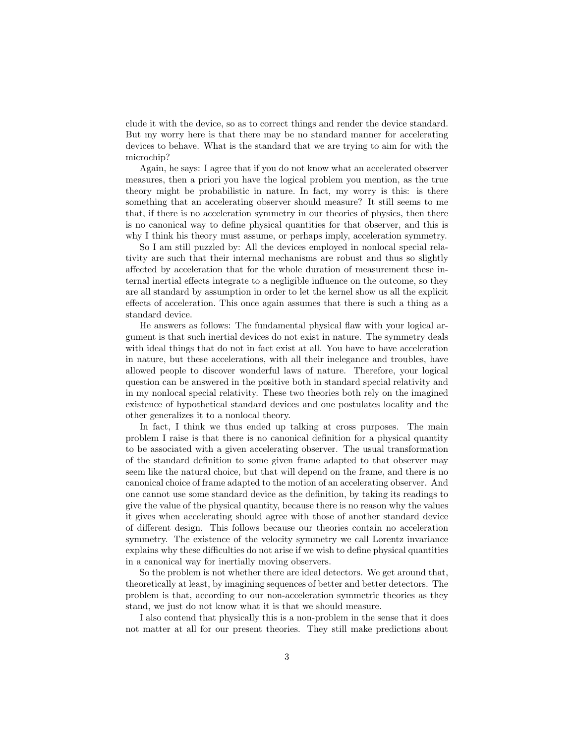clude it with the device, so as to correct things and render the device standard. But my worry here is that there may be no standard manner for accelerating devices to behave. What is the standard that we are trying to aim for with the microchip?

Again, he says: I agree that if you do not know what an accelerated observer measures, then a priori you have the logical problem you mention, as the true theory might be probabilistic in nature. In fact, my worry is this: is there something that an accelerating observer should measure? It still seems to me that, if there is no acceleration symmetry in our theories of physics, then there is no canonical way to define physical quantities for that observer, and this is why I think his theory must assume, or perhaps imply, acceleration symmetry.

So I am still puzzled by: All the devices employed in nonlocal special relativity are such that their internal mechanisms are robust and thus so slightly affected by acceleration that for the whole duration of measurement these internal inertial effects integrate to a negligible influence on the outcome, so they are all standard by assumption in order to let the kernel show us all the explicit effects of acceleration. This once again assumes that there is such a thing as a standard device.

He answers as follows: The fundamental physical flaw with your logical argument is that such inertial devices do not exist in nature. The symmetry deals with ideal things that do not in fact exist at all. You have to have acceleration in nature, but these accelerations, with all their inelegance and troubles, have allowed people to discover wonderful laws of nature. Therefore, your logical question can be answered in the positive both in standard special relativity and in my nonlocal special relativity. These two theories both rely on the imagined existence of hypothetical standard devices and one postulates locality and the other generalizes it to a nonlocal theory.

In fact, I think we thus ended up talking at cross purposes. The main problem I raise is that there is no canonical definition for a physical quantity to be associated with a given accelerating observer. The usual transformation of the standard definition to some given frame adapted to that observer may seem like the natural choice, but that will depend on the frame, and there is no canonical choice of frame adapted to the motion of an accelerating observer. And one cannot use some standard device as the definition, by taking its readings to give the value of the physical quantity, because there is no reason why the values it gives when accelerating should agree with those of another standard device of different design. This follows because our theories contain no acceleration symmetry. The existence of the velocity symmetry we call Lorentz invariance explains why these difficulties do not arise if we wish to define physical quantities in a canonical way for inertially moving observers.

So the problem is not whether there are ideal detectors. We get around that, theoretically at least, by imagining sequences of better and better detectors. The problem is that, according to our non-acceleration symmetric theories as they stand, we just do not know what it is that we should measure.

I also contend that physically this is a non-problem in the sense that it does not matter at all for our present theories. They still make predictions about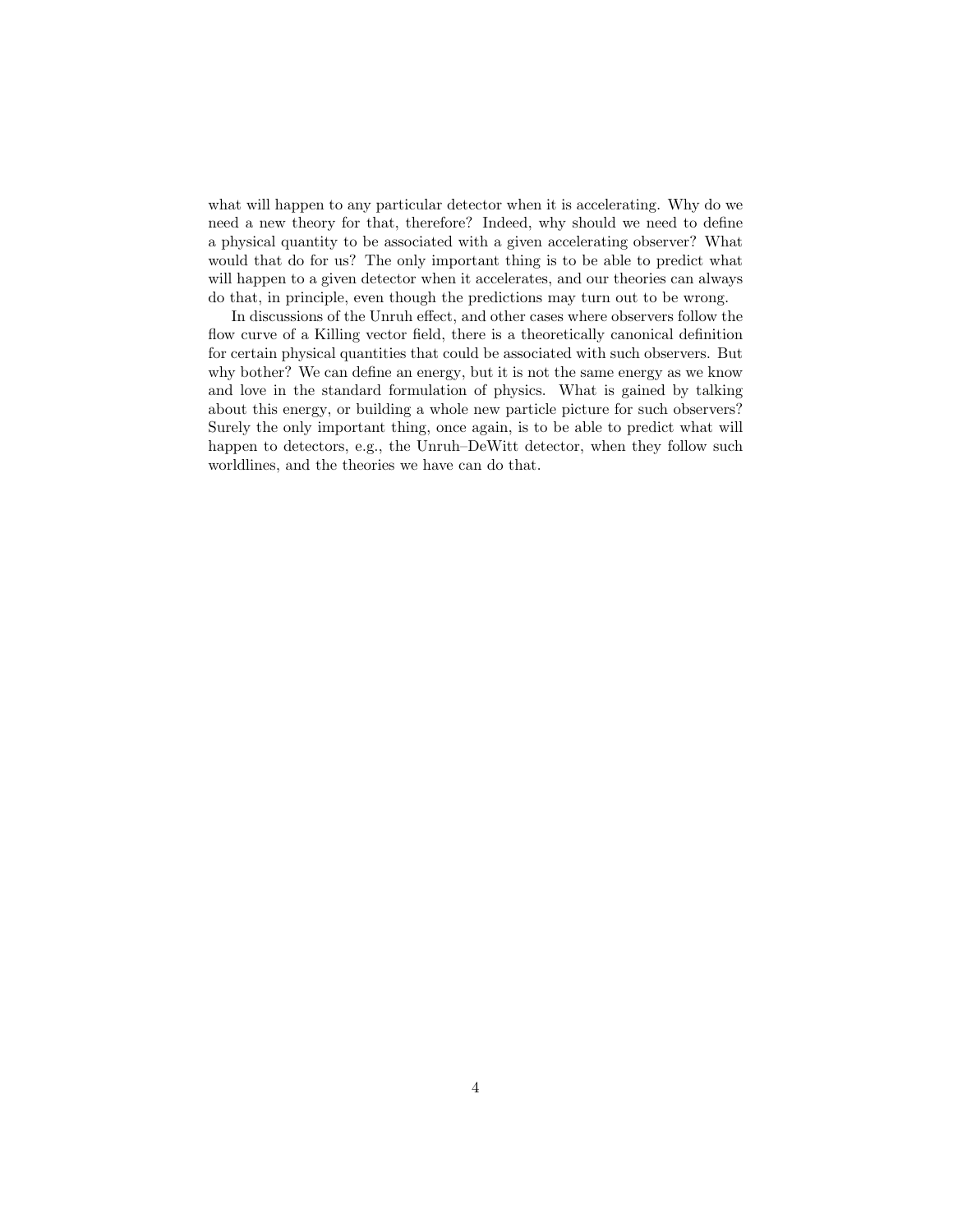what will happen to any particular detector when it is accelerating. Why do we need a new theory for that, therefore? Indeed, why should we need to define a physical quantity to be associated with a given accelerating observer? What would that do for us? The only important thing is to be able to predict what will happen to a given detector when it accelerates, and our theories can always do that, in principle, even though the predictions may turn out to be wrong.

In discussions of the Unruh effect, and other cases where observers follow the flow curve of a Killing vector field, there is a theoretically canonical definition for certain physical quantities that could be associated with such observers. But why bother? We can define an energy, but it is not the same energy as we know and love in the standard formulation of physics. What is gained by talking about this energy, or building a whole new particle picture for such observers? Surely the only important thing, once again, is to be able to predict what will happen to detectors, e.g., the Unruh–DeWitt detector, when they follow such worldlines, and the theories we have can do that.